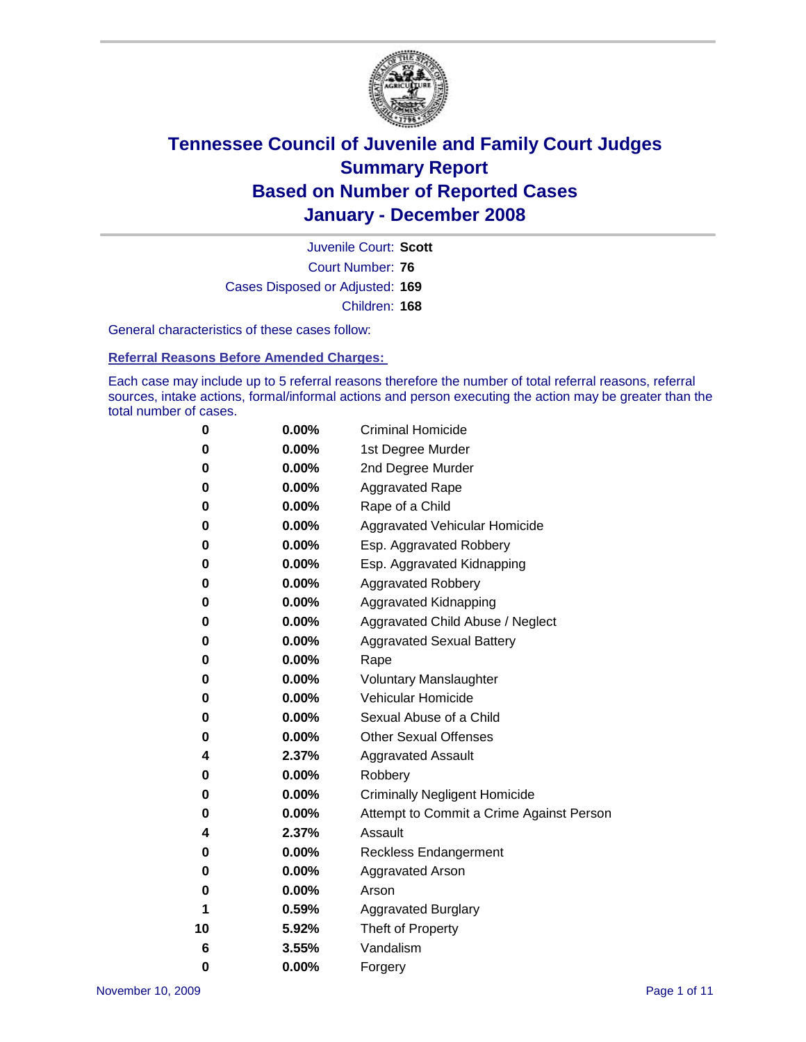# Tennessee Council of Juvenile and Family Court Judges
## Summary Report
## Based on Number of Reported Cases
## January - December 2008

Juvenile Court: **Scott**
Court Number: **76**
Cases Disposed or Adjusted: **169**
Children: **168**

General characteristics of these cases follow:

### Referral Reasons Before Amended Charges:

Each case may include up to 5 referral reasons therefore the number of total referral reasons, referral sources, intake actions, formal/informal actions and person executing the action may be greater than the total number of cases.

| Count | Percent | Referral Reason |
|---|---|---|
| 0 | 0.00% | Criminal Homicide |
| 0 | 0.00% | 1st Degree Murder |
| 0 | 0.00% | 2nd Degree Murder |
| 0 | 0.00% | Aggravated Rape |
| 0 | 0.00% | Rape of a Child |
| 0 | 0.00% | Aggravated Vehicular Homicide |
| 0 | 0.00% | Esp. Aggravated Robbery |
| 0 | 0.00% | Esp. Aggravated Kidnapping |
| 0 | 0.00% | Aggravated Robbery |
| 0 | 0.00% | Aggravated Kidnapping |
| 0 | 0.00% | Aggravated Child Abuse / Neglect |
| 0 | 0.00% | Aggravated Sexual Battery |
| 0 | 0.00% | Rape |
| 0 | 0.00% | Voluntary Manslaughter |
| 0 | 0.00% | Vehicular Homicide |
| 0 | 0.00% | Sexual Abuse of a Child |
| 0 | 0.00% | Other Sexual Offenses |
| 4 | 2.37% | Aggravated Assault |
| 0 | 0.00% | Robbery |
| 0 | 0.00% | Criminally Negligent Homicide |
| 0 | 0.00% | Attempt to Commit a Crime Against Person |
| 4 | 2.37% | Assault |
| 0 | 0.00% | Reckless Endangerment |
| 0 | 0.00% | Aggravated Arson |
| 0 | 0.00% | Arson |
| 1 | 0.59% | Aggravated Burglary |
| 10 | 5.92% | Theft of Property |
| 6 | 3.55% | Vandalism |
| 0 | 0.00% | Forgery |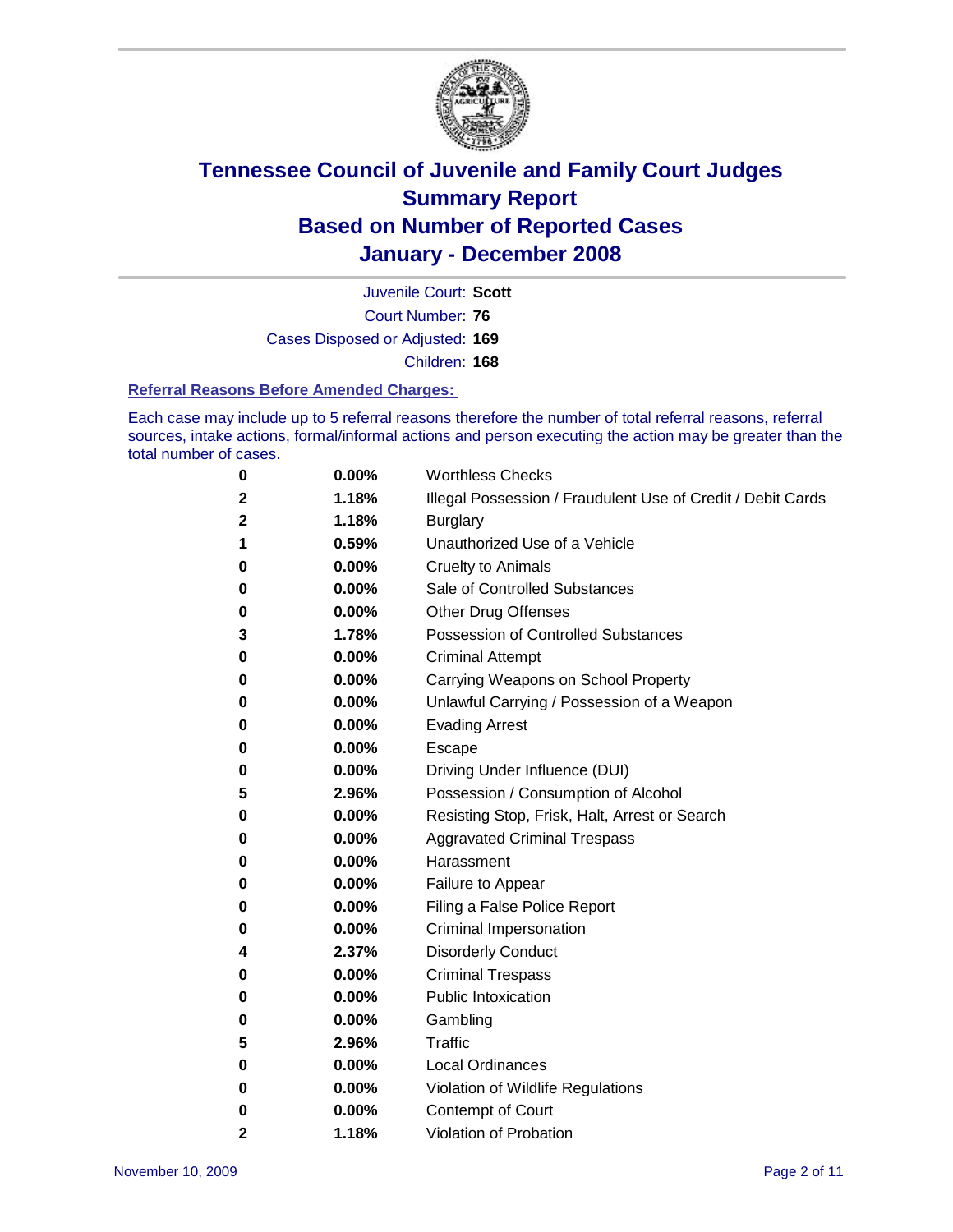# Tennessee Council of Juvenile and Family Court Judges
# Summary Report
# Based on Number of Reported Cases
# January - December 2008

Juvenile Court: **Scott**
Court Number: **76**
Cases Disposed or Adjusted: **169**
Children: **168**

### Referral Reasons Before Amended Charges:

Each case may include up to 5 referral reasons therefore the number of total referral reasons, referral sources, intake actions, formal/informal actions and person executing the action may be greater than the total number of cases.

| | | |
|---|---|---|
| 0 | 0.00% | Worthless Checks |
| 2 | 1.18% | Illegal Possession / Fraudulent Use of Credit / Debit Cards |
| 2 | 1.18% | Burglary |
| 1 | 0.59% | Unauthorized Use of a Vehicle |
| 0 | 0.00% | Cruelty to Animals |
| 0 | 0.00% | Sale of Controlled Substances |
| 0 | 0.00% | Other Drug Offenses |
| 3 | 1.78% | Possession of Controlled Substances |
| 0 | 0.00% | Criminal Attempt |
| 0 | 0.00% | Carrying Weapons on School Property |
| 0 | 0.00% | Unlawful Carrying / Possession of a Weapon |
| 0 | 0.00% | Evading Arrest |
| 0 | 0.00% | Escape |
| 0 | 0.00% | Driving Under Influence (DUI) |
| 5 | 2.96% | Possession / Consumption of Alcohol |
| 0 | 0.00% | Resisting Stop, Frisk, Halt, Arrest or Search |
| 0 | 0.00% | Aggravated Criminal Trespass |
| 0 | 0.00% | Harassment |
| 0 | 0.00% | Failure to Appear |
| 0 | 0.00% | Filing a False Police Report |
| 0 | 0.00% | Criminal Impersonation |
| 4 | 2.37% | Disorderly Conduct |
| 0 | 0.00% | Criminal Trespass |
| 0 | 0.00% | Public Intoxication |
| 0 | 0.00% | Gambling |
| 5 | 2.96% | Traffic |
| 0 | 0.00% | Local Ordinances |
| 0 | 0.00% | Violation of Wildlife Regulations |
| 0 | 0.00% | Contempt of Court |
| 2 | 1.18% | Violation of Probation |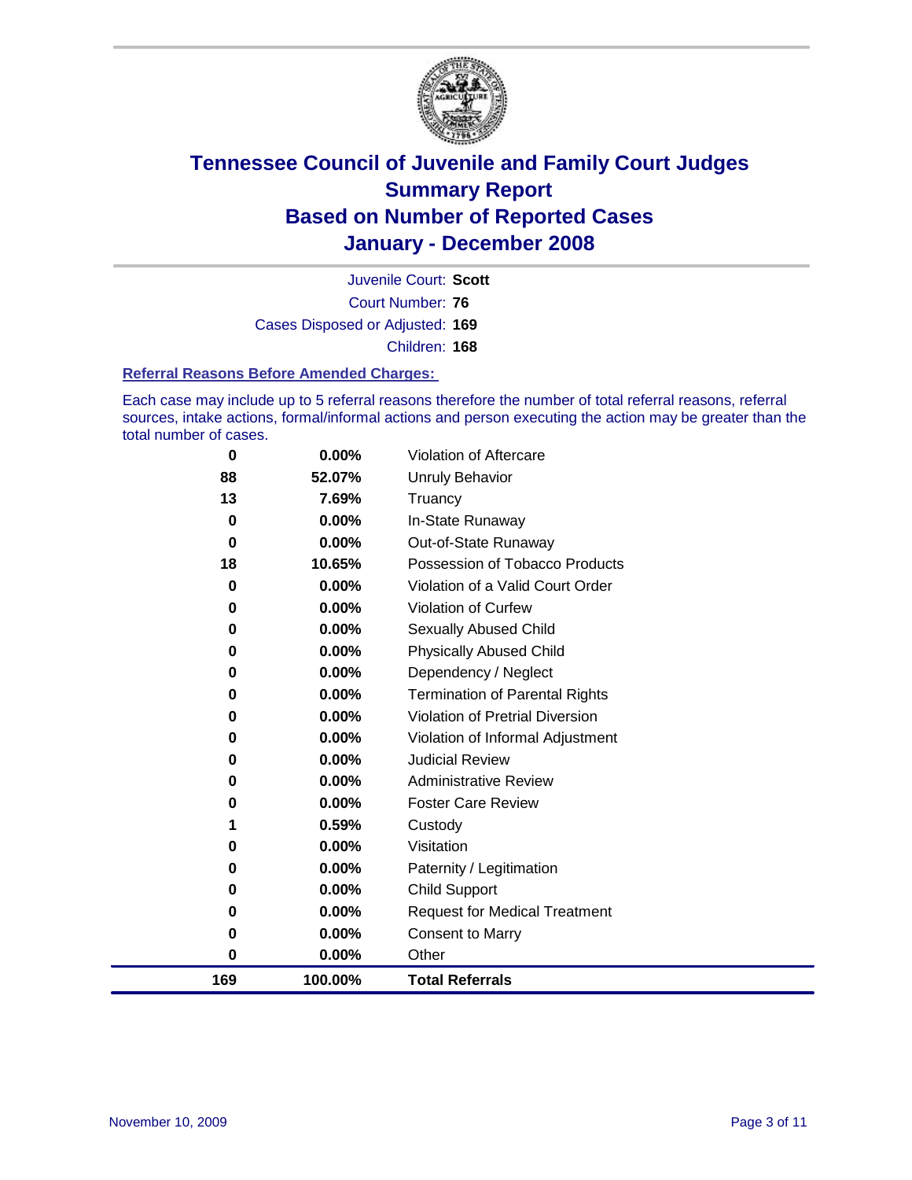# Tennessee Council of Juvenile and Family Court Judges
## Summary Report
## Based on Number of Reported Cases
## January - December 2008

Juvenile Court: **Scott**
Court Number: **76**
Cases Disposed or Adjusted: **169**
Children: **168**

### Referral Reasons Before Amended Charges:

Each case may include up to 5 referral reasons therefore the number of total referral reasons, referral sources, intake actions, formal/informal actions and person executing the action may be greater than the total number of cases.

| | | |
|---|---|---|
| 0 | 0.00% | Violation of Aftercare |
| 88 | 52.07% | Unruly Behavior |
| 13 | 7.69% | Truancy |
| 0 | 0.00% | In-State Runaway |
| 0 | 0.00% | Out-of-State Runaway |
| 18 | 10.65% | Possession of Tobacco Products |
| 0 | 0.00% | Violation of a Valid Court Order |
| 0 | 0.00% | Violation of Curfew |
| 0 | 0.00% | Sexually Abused Child |
| 0 | 0.00% | Physically Abused Child |
| 0 | 0.00% | Dependency / Neglect |
| 0 | 0.00% | Termination of Parental Rights |
| 0 | 0.00% | Violation of Pretrial Diversion |
| 0 | 0.00% | Violation of Informal Adjustment |
| 0 | 0.00% | Judicial Review |
| 0 | 0.00% | Administrative Review |
| 0 | 0.00% | Foster Care Review |
| 1 | 0.59% | Custody |
| 0 | 0.00% | Visitation |
| 0 | 0.00% | Paternity / Legitimation |
| 0 | 0.00% | Child Support |
| 0 | 0.00% | Request for Medical Treatment |
| 0 | 0.00% | Consent to Marry |
| 0 | 0.00% | Other |
| **169** | **100.00%** | **Total Referrals** |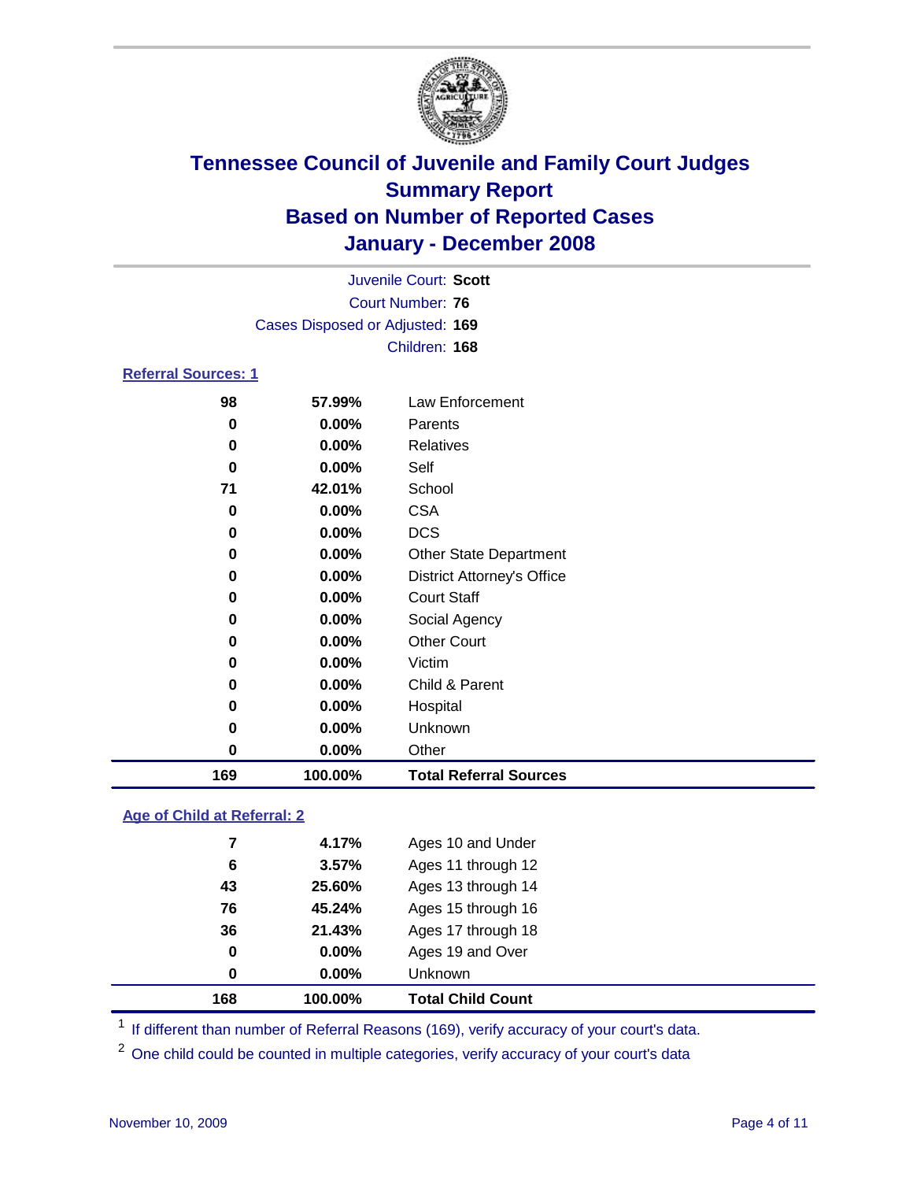# Tennessee Council of Juvenile and Family Court Judges
## Summary Report
## Based on Number of Reported Cases
## January - December 2008

Juvenile Court: **Scott**
Court Number: **76**
Cases Disposed or Adjusted: **169**
Children: **168**

### Referral Sources: 1

| Count | Percent | Source |
|---|---|---|
| 98 | 57.99% | Law Enforcement |
| 0 | 0.00% | Parents |
| 0 | 0.00% | Relatives |
| 0 | 0.00% | Self |
| 71 | 42.01% | School |
| 0 | 0.00% | CSA |
| 0 | 0.00% | DCS |
| 0 | 0.00% | Other State Department |
| 0 | 0.00% | District Attorney's Office |
| 0 | 0.00% | Court Staff |
| 0 | 0.00% | Social Agency |
| 0 | 0.00% | Other Court |
| 0 | 0.00% | Victim |
| 0 | 0.00% | Child & Parent |
| 0 | 0.00% | Hospital |
| 0 | 0.00% | Unknown |
| 0 | 0.00% | Other |
| **169** | **100.00%** | **Total Referral Sources** |

### Age of Child at Referral: 2

| Count | Percent | Age |
|---|---|---|
| 7 | 4.17% | Ages 10 and Under |
| 6 | 3.57% | Ages 11 through 12 |
| 43 | 25.60% | Ages 13 through 14 |
| 76 | 45.24% | Ages 15 through 16 |
| 36 | 21.43% | Ages 17 through 18 |
| 0 | 0.00% | Ages 19 and Over |
| 0 | 0.00% | Unknown |
| **168** | **100.00%** | **Total Child Count** |

[1] If different than number of Referral Reasons (169), verify accuracy of your court's data.

[2] One child could be counted in multiple categories, verify accuracy of your court's data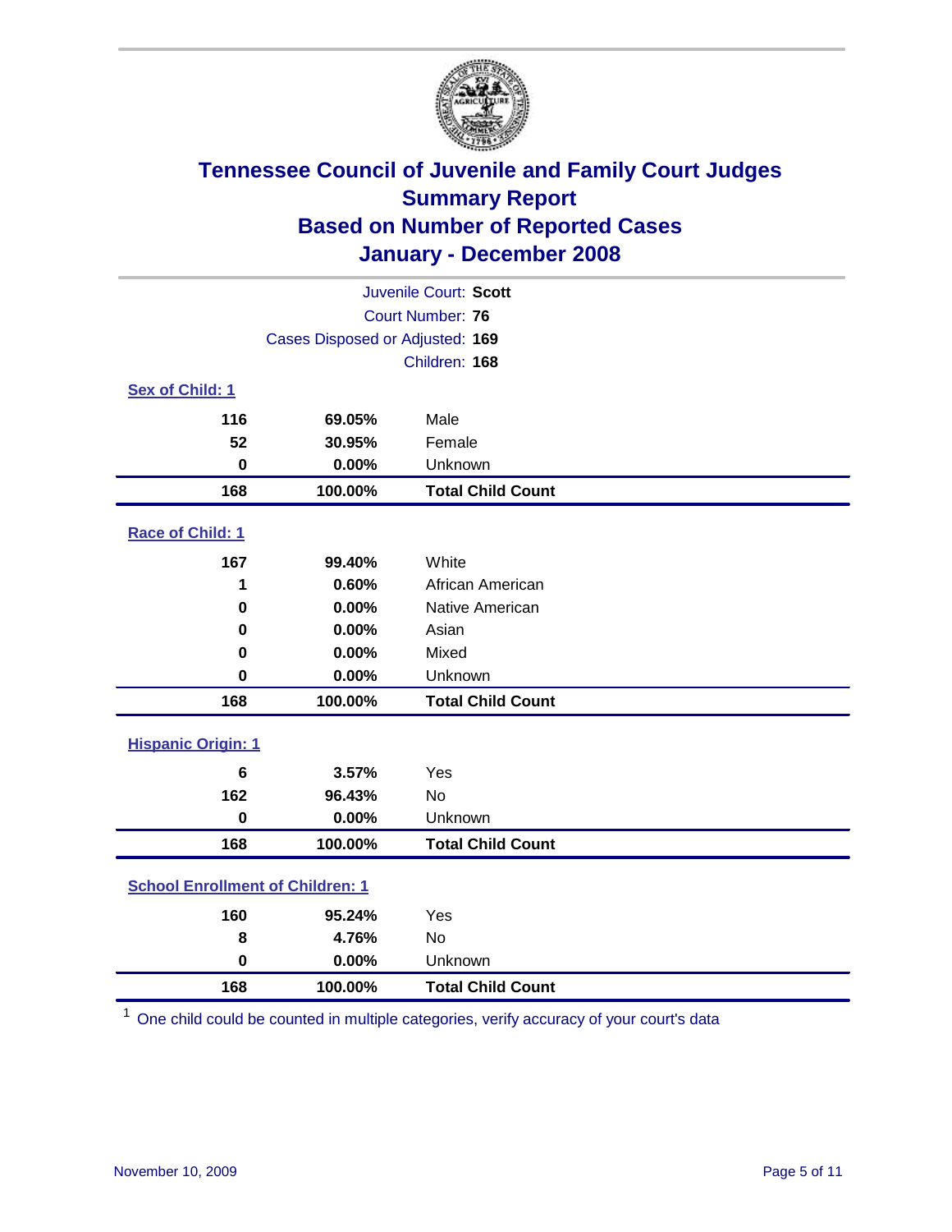# Tennessee Council of Juvenile and Family Court Judges
## Summary Report
## Based on Number of Reported Cases
## January - December 2008

Juvenile Court: **Scott**
Court Number: **76**
Cases Disposed or Adjusted: **169**
Children: **168**

### Sex of Child: 1

| Count | Percent | Category |
|---|---|---|
| 116 | 69.05% | Male |
| 52 | 30.95% | Female |
| 0 | 0.00% | Unknown |
| **168** | **100.00%** | **Total Child Count** |

### Race of Child: 1

| Count | Percent | Category |
|---|---|---|
| 167 | 99.40% | White |
| 1 | 0.60% | African American |
| 0 | 0.00% | Native American |
| 0 | 0.00% | Asian |
| 0 | 0.00% | Mixed |
| 0 | 0.00% | Unknown |
| **168** | **100.00%** | **Total Child Count** |

### Hispanic Origin: 1

| Count | Percent | Category |
|---|---|---|
| 6 | 3.57% | Yes |
| 162 | 96.43% | No |
| 0 | 0.00% | Unknown |
| **168** | **100.00%** | **Total Child Count** |

### School Enrollment of Children: 1

| Count | Percent | Category |
|---|---|---|
| 160 | 95.24% | Yes |
| 8 | 4.76% | No |
| 0 | 0.00% | Unknown |
| **168** | **100.00%** | **Total Child Count** |

[1] One child could be counted in multiple categories, verify accuracy of your court's data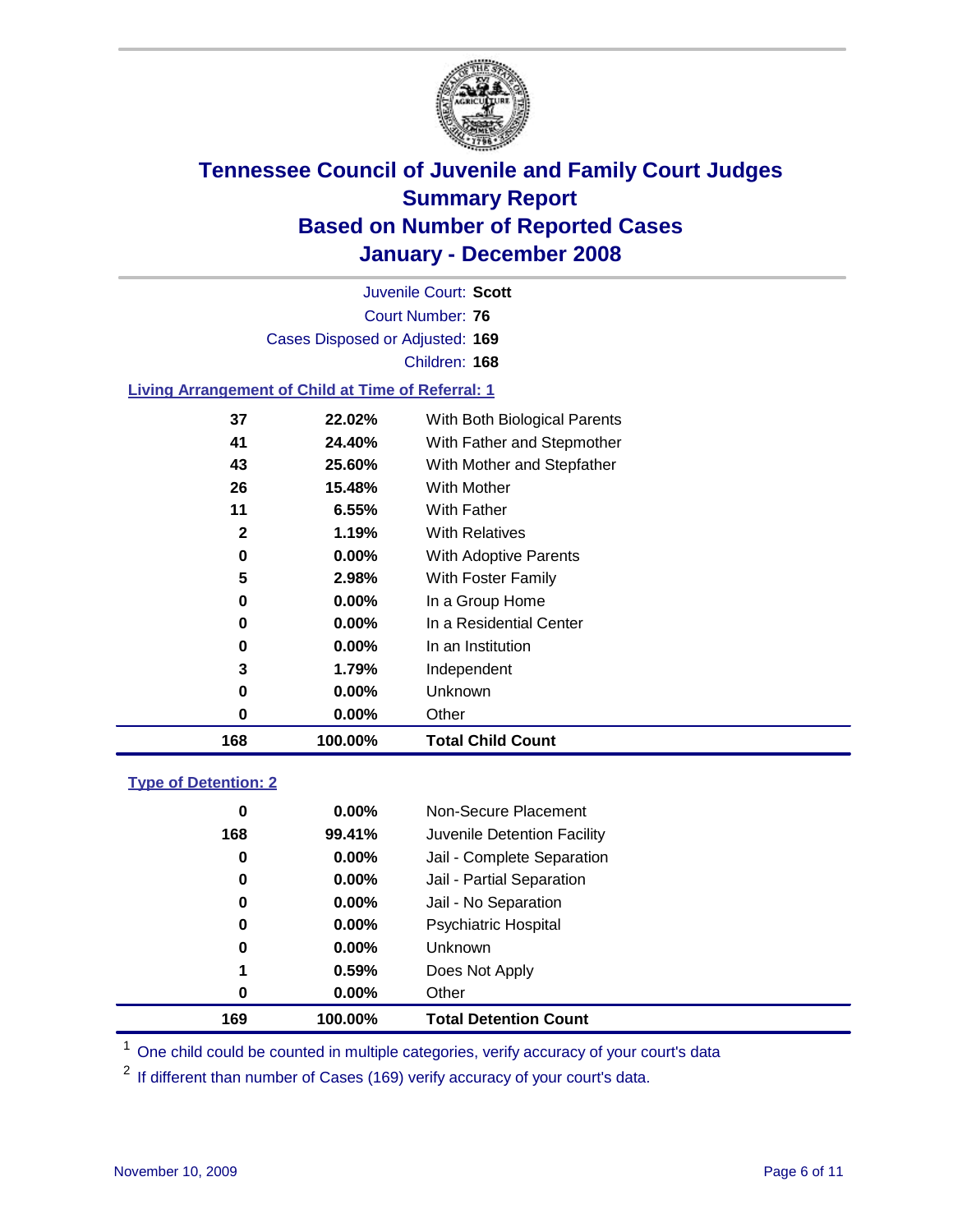# Tennessee Council of Juvenile and Family Court Judges
## Summary Report
## Based on Number of Reported Cases
## January - December 2008

Juvenile Court: **Scott**
Court Number: **76**
Cases Disposed or Adjusted: **169**
Children: **168**

### Living Arrangement of Child at Time of Referral: 1

| Count | Percent | Category |
|---|---|---|
| 37 | 22.02% | With Both Biological Parents |
| 41 | 24.40% | With Father and Stepmother |
| 43 | 25.60% | With Mother and Stepfather |
| 26 | 15.48% | With Mother |
| 11 | 6.55% | With Father |
| 2 | 1.19% | With Relatives |
| 0 | 0.00% | With Adoptive Parents |
| 5 | 2.98% | With Foster Family |
| 0 | 0.00% | In a Group Home |
| 0 | 0.00% | In a Residential Center |
| 0 | 0.00% | In an Institution |
| 3 | 1.79% | Independent |
| 0 | 0.00% | Unknown |
| 0 | 0.00% | Other |
| **168** | **100.00%** | **Total Child Count** |

### Type of Detention: 2

| Count | Percent | Category |
|---|---|---|
| 0 | 0.00% | Non-Secure Placement |
| 168 | 99.41% | Juvenile Detention Facility |
| 0 | 0.00% | Jail - Complete Separation |
| 0 | 0.00% | Jail - Partial Separation |
| 0 | 0.00% | Jail - No Separation |
| 0 | 0.00% | Psychiatric Hospital |
| 0 | 0.00% | Unknown |
| 1 | 0.59% | Does Not Apply |
| 0 | 0.00% | Other |
| **169** | **100.00%** | **Total Detention Count** |

[1] One child could be counted in multiple categories, verify accuracy of your court's data

[2] If different than number of Cases (169) verify accuracy of your court's data.

November 10, 2009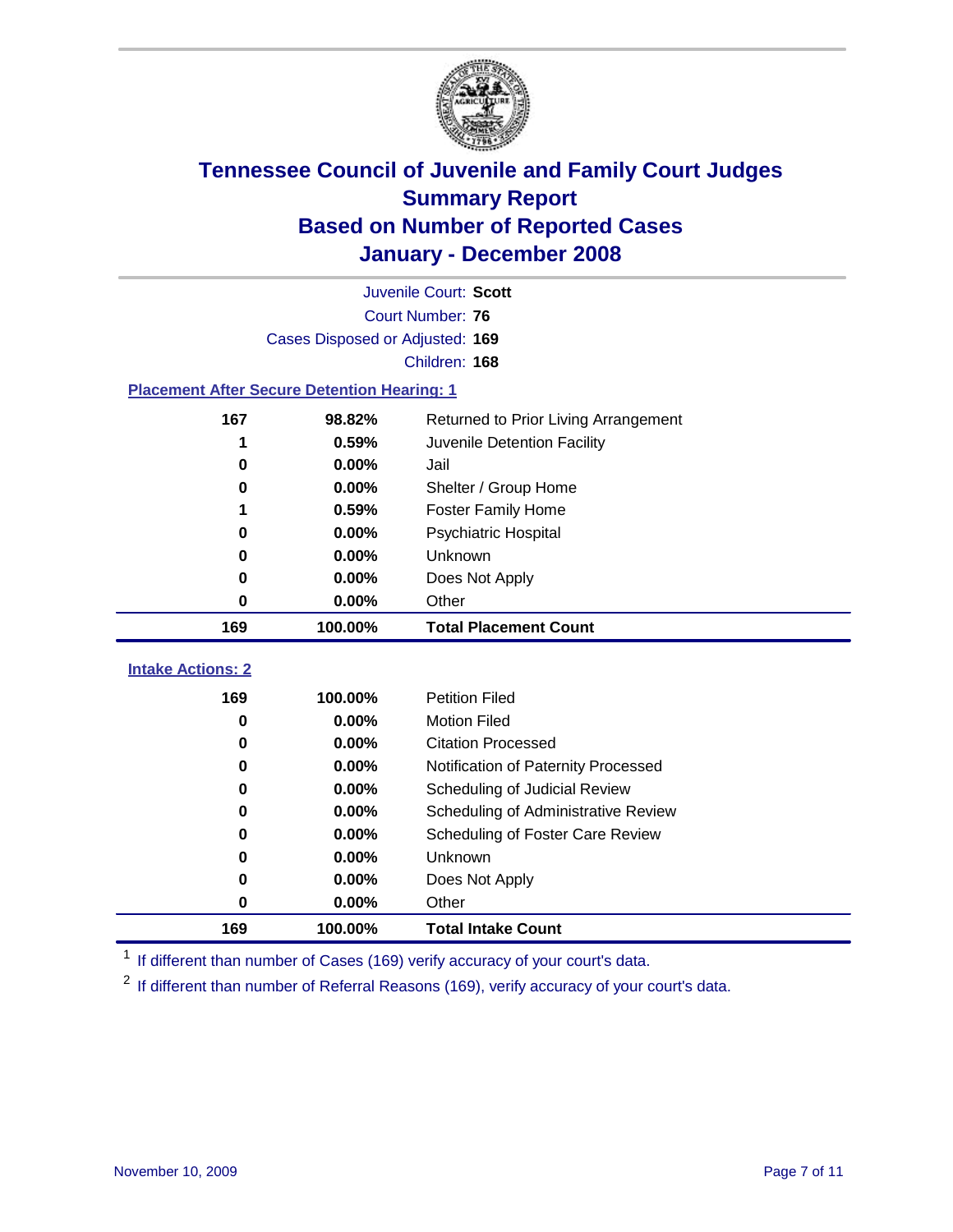# Tennessee Council of Juvenile and Family Court Judges
## Summary Report
## Based on Number of Reported Cases
## January - December 2008

Juvenile Court: **Scott**
Court Number: **76**
Cases Disposed or Adjusted: **169**
Children: **168**

### Placement After Secure Detention Hearing: 1

| | | |
|---|---|---|
| 167 | 98.82% | Returned to Prior Living Arrangement |
| 1 | 0.59% | Juvenile Detention Facility |
| 0 | 0.00% | Jail |
| 0 | 0.00% | Shelter / Group Home |
| 1 | 0.59% | Foster Family Home |
| 0 | 0.00% | Psychiatric Hospital |
| 0 | 0.00% | Unknown |
| 0 | 0.00% | Does Not Apply |
| 0 | 0.00% | Other |
| **169** | **100.00%** | **Total Placement Count** |

### Intake Actions: 2

| | | |
|---|---|---|
| 169 | 100.00% | Petition Filed |
| 0 | 0.00% | Motion Filed |
| 0 | 0.00% | Citation Processed |
| 0 | 0.00% | Notification of Paternity Processed |
| 0 | 0.00% | Scheduling of Judicial Review |
| 0 | 0.00% | Scheduling of Administrative Review |
| 0 | 0.00% | Scheduling of Foster Care Review |
| 0 | 0.00% | Unknown |
| 0 | 0.00% | Does Not Apply |
| 0 | 0.00% | Other |
| **169** | **100.00%** | **Total Intake Count** |

[1] If different than number of Cases (169) verify accuracy of your court's data.

[2] If different than number of Referral Reasons (169), verify accuracy of your court's data.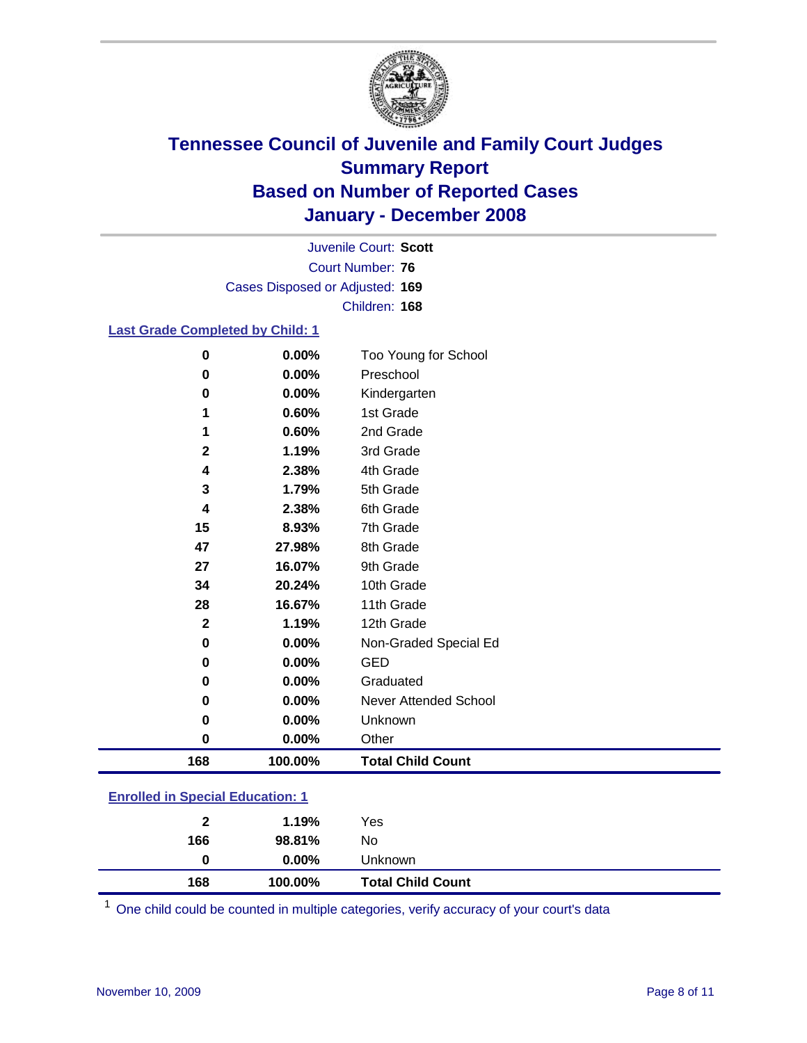# Tennessee Council of Juvenile and Family Court Judges
## Summary Report
## Based on Number of Reported Cases
## January - December 2008

Juvenile Court: **Scott**
Court Number: **76**
Cases Disposed or Adjusted: **169**
Children: **168**

### Last Grade Completed by Child: 1

| | | |
|---|---|---|
| 0 | 0.00% | Too Young for School |
| 0 | 0.00% | Preschool |
| 0 | 0.00% | Kindergarten |
| 1 | 0.60% | 1st Grade |
| 1 | 0.60% | 2nd Grade |
| 2 | 1.19% | 3rd Grade |
| 4 | 2.38% | 4th Grade |
| 3 | 1.79% | 5th Grade |
| 4 | 2.38% | 6th Grade |
| 15 | 8.93% | 7th Grade |
| 47 | 27.98% | 8th Grade |
| 27 | 16.07% | 9th Grade |
| 34 | 20.24% | 10th Grade |
| 28 | 16.67% | 11th Grade |
| 2 | 1.19% | 12th Grade |
| 0 | 0.00% | Non-Graded Special Ed |
| 0 | 0.00% | GED |
| 0 | 0.00% | Graduated |
| 0 | 0.00% | Never Attended School |
| 0 | 0.00% | Unknown |
| 0 | 0.00% | Other |
| **168** | **100.00%** | **Total Child Count** |

### Enrolled in Special Education: 1

| | | |
|---|---|---|
| 2 | 1.19% | Yes |
| 166 | 98.81% | No |
| 0 | 0.00% | Unknown |
| **168** | **100.00%** | **Total Child Count** |

[1] One child could be counted in multiple categories, verify accuracy of your court's data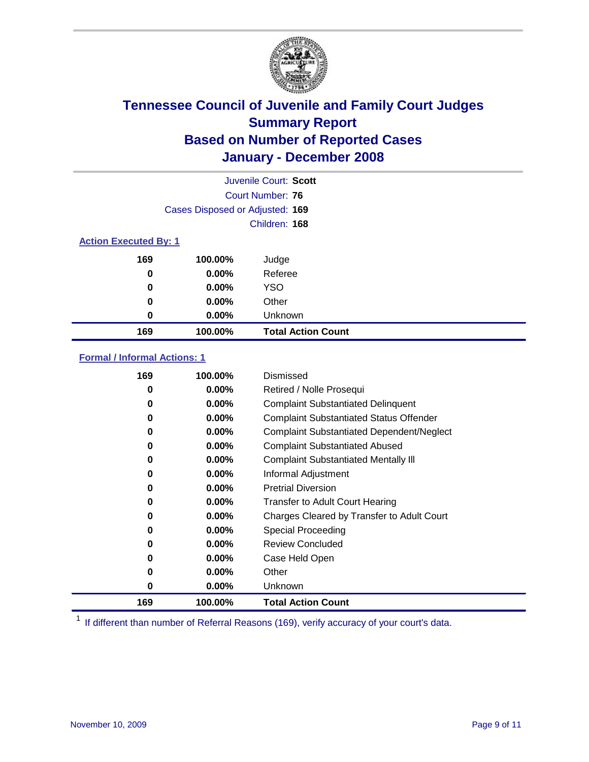# Tennessee Council of Juvenile and Family Court Judges
## Summary Report
## Based on Number of Reported Cases
## January - December 2008

Juvenile Court: **Scott**
Court Number: **76**
Cases Disposed or Adjusted: **169**
Children: **168**

### Action Executed By: 1

| | | |
|---|---|---|
| 169 | 100.00% | Judge |
| 0 | 0.00% | Referee |
| 0 | 0.00% | YSO |
| 0 | 0.00% | Other |
| 0 | 0.00% | Unknown |
| **169** | **100.00%** | **Total Action Count** |

### Formal / Informal Actions: 1

| | | |
|---|---|---|
| 169 | 100.00% | Dismissed |
| 0 | 0.00% | Retired / Nolle Prosequi |
| 0 | 0.00% | Complaint Substantiated Delinquent |
| 0 | 0.00% | Complaint Substantiated Status Offender |
| 0 | 0.00% | Complaint Substantiated Dependent/Neglect |
| 0 | 0.00% | Complaint Substantiated Abused |
| 0 | 0.00% | Complaint Substantiated Mentally Ill |
| 0 | 0.00% | Informal Adjustment |
| 0 | 0.00% | Pretrial Diversion |
| 0 | 0.00% | Transfer to Adult Court Hearing |
| 0 | 0.00% | Charges Cleared by Transfer to Adult Court |
| 0 | 0.00% | Special Proceeding |
| 0 | 0.00% | Review Concluded |
| 0 | 0.00% | Case Held Open |
| 0 | 0.00% | Other |
| 0 | 0.00% | Unknown |
| **169** | **100.00%** | **Total Action Count** |

[1] If different than number of Referral Reasons (169), verify accuracy of your court's data.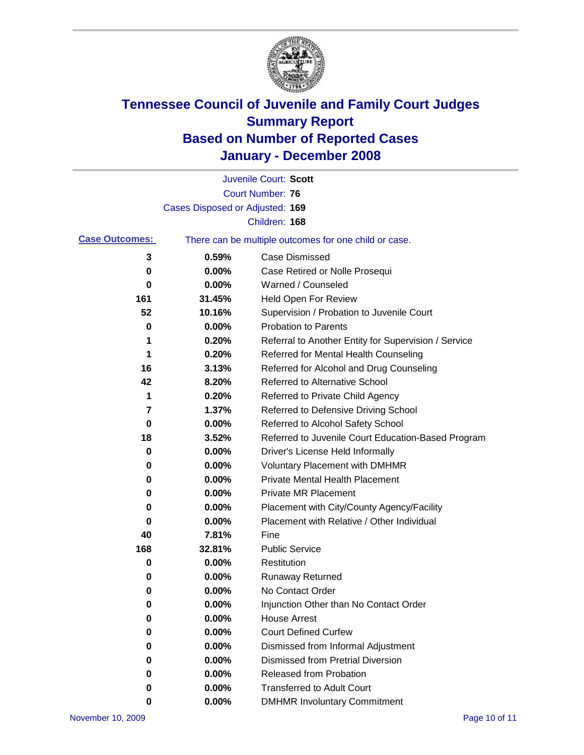# Tennessee Council of Juvenile and Family Court Judges
## Summary Report
## Based on Number of Reported Cases
## January - December 2008

Juvenile Court: **Scott**

Court Number: **76**

Cases Disposed or Adjusted: **169**

Children: **168**

**Case Outcomes:** There can be multiple outcomes for one child or case.

| Count | Percent | Outcome |
|---|---|---|
| 3 | 0.59% | Case Dismissed |
| 0 | 0.00% | Case Retired or Nolle Prosequi |
| 0 | 0.00% | Warned / Counseled |
| 161 | 31.45% | Held Open For Review |
| 52 | 10.16% | Supervision / Probation to Juvenile Court |
| 0 | 0.00% | Probation to Parents |
| 1 | 0.20% | Referral to Another Entity for Supervision / Service |
| 1 | 0.20% | Referred for Mental Health Counseling |
| 16 | 3.13% | Referred for Alcohol and Drug Counseling |
| 42 | 8.20% | Referred to Alternative School |
| 1 | 0.20% | Referred to Private Child Agency |
| 7 | 1.37% | Referred to Defensive Driving School |
| 0 | 0.00% | Referred to Alcohol Safety School |
| 18 | 3.52% | Referred to Juvenile Court Education-Based Program |
| 0 | 0.00% | Driver's License Held Informally |
| 0 | 0.00% | Voluntary Placement with DMHMR |
| 0 | 0.00% | Private Mental Health Placement |
| 0 | 0.00% | Private MR Placement |
| 0 | 0.00% | Placement with City/County Agency/Facility |
| 0 | 0.00% | Placement with Relative / Other Individual |
| 40 | 7.81% | Fine |
| 168 | 32.81% | Public Service |
| 0 | 0.00% | Restitution |
| 0 | 0.00% | Runaway Returned |
| 0 | 0.00% | No Contact Order |
| 0 | 0.00% | Injunction Other than No Contact Order |
| 0 | 0.00% | House Arrest |
| 0 | 0.00% | Court Defined Curfew |
| 0 | 0.00% | Dismissed from Informal Adjustment |
| 0 | 0.00% | Dismissed from Pretrial Diversion |
| 0 | 0.00% | Released from Probation |
| 0 | 0.00% | Transferred to Adult Court |
| 0 | 0.00% | DMHMR Involuntary Commitment |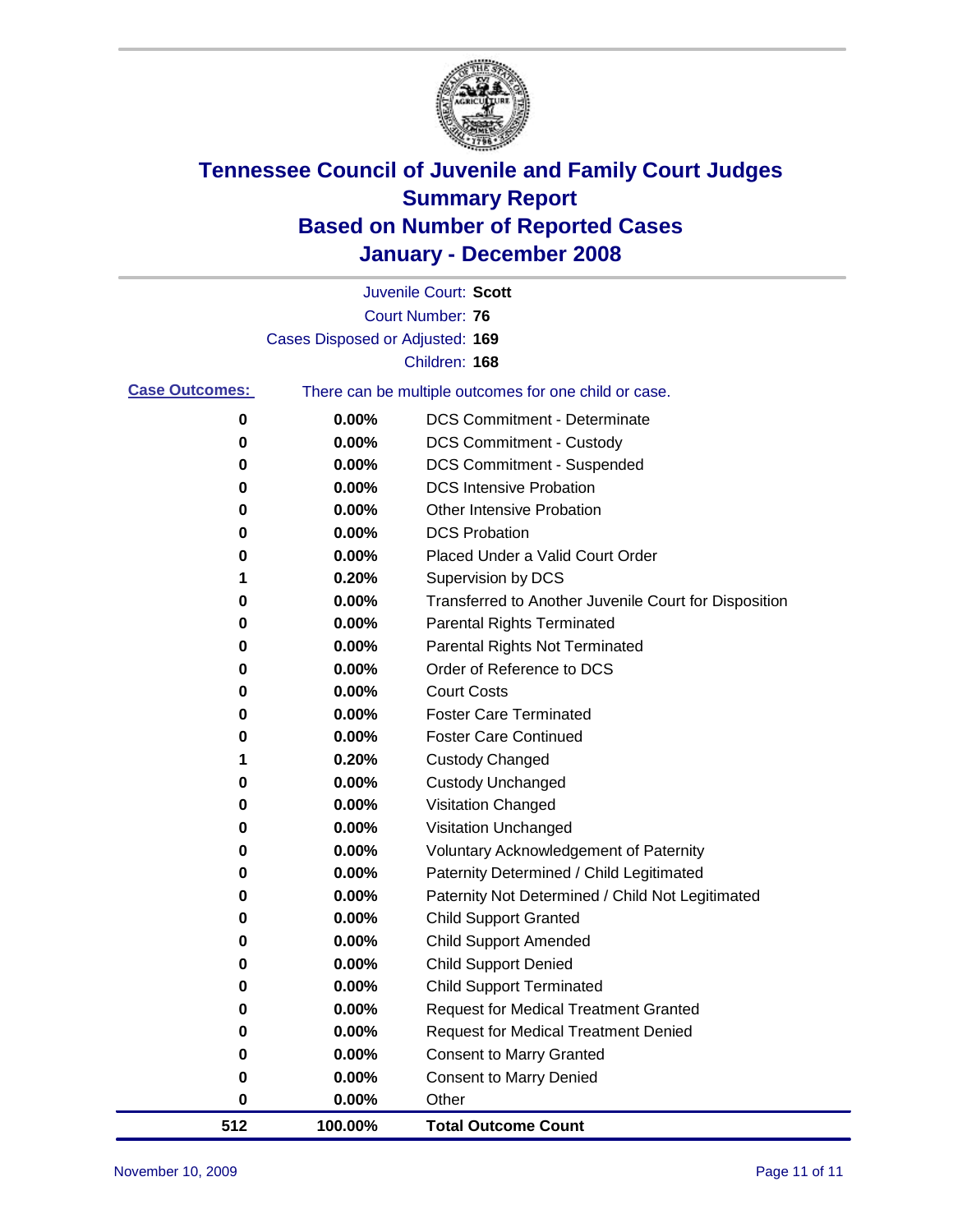# Tennessee Council of Juvenile and Family Court Judges
# Summary Report
# Based on Number of Reported Cases
# January - December 2008

Juvenile Court: **Scott**

Court Number: **76**

Cases Disposed or Adjusted: **169**

Children: **168**

**Case Outcomes:** There can be multiple outcomes for one child or case.

| | | |
|---|---|---|
| 0 | 0.00% | DCS Commitment - Determinate |
| 0 | 0.00% | DCS Commitment - Custody |
| 0 | 0.00% | DCS Commitment - Suspended |
| 0 | 0.00% | DCS Intensive Probation |
| 0 | 0.00% | Other Intensive Probation |
| 0 | 0.00% | DCS Probation |
| 0 | 0.00% | Placed Under a Valid Court Order |
| 1 | 0.20% | Supervision by DCS |
| 0 | 0.00% | Transferred to Another Juvenile Court for Disposition |
| 0 | 0.00% | Parental Rights Terminated |
| 0 | 0.00% | Parental Rights Not Terminated |
| 0 | 0.00% | Order of Reference to DCS |
| 0 | 0.00% | Court Costs |
| 0 | 0.00% | Foster Care Terminated |
| 0 | 0.00% | Foster Care Continued |
| 1 | 0.20% | Custody Changed |
| 0 | 0.00% | Custody Unchanged |
| 0 | 0.00% | Visitation Changed |
| 0 | 0.00% | Visitation Unchanged |
| 0 | 0.00% | Voluntary Acknowledgement of Paternity |
| 0 | 0.00% | Paternity Determined / Child Legitimated |
| 0 | 0.00% | Paternity Not Determined / Child Not Legitimated |
| 0 | 0.00% | Child Support Granted |
| 0 | 0.00% | Child Support Amended |
| 0 | 0.00% | Child Support Denied |
| 0 | 0.00% | Child Support Terminated |
| 0 | 0.00% | Request for Medical Treatment Granted |
| 0 | 0.00% | Request for Medical Treatment Denied |
| 0 | 0.00% | Consent to Marry Granted |
| 0 | 0.00% | Consent to Marry Denied |
| 0 | 0.00% | Other |
| **512** | **100.00%** | **Total Outcome Count** |

November 10, 2009